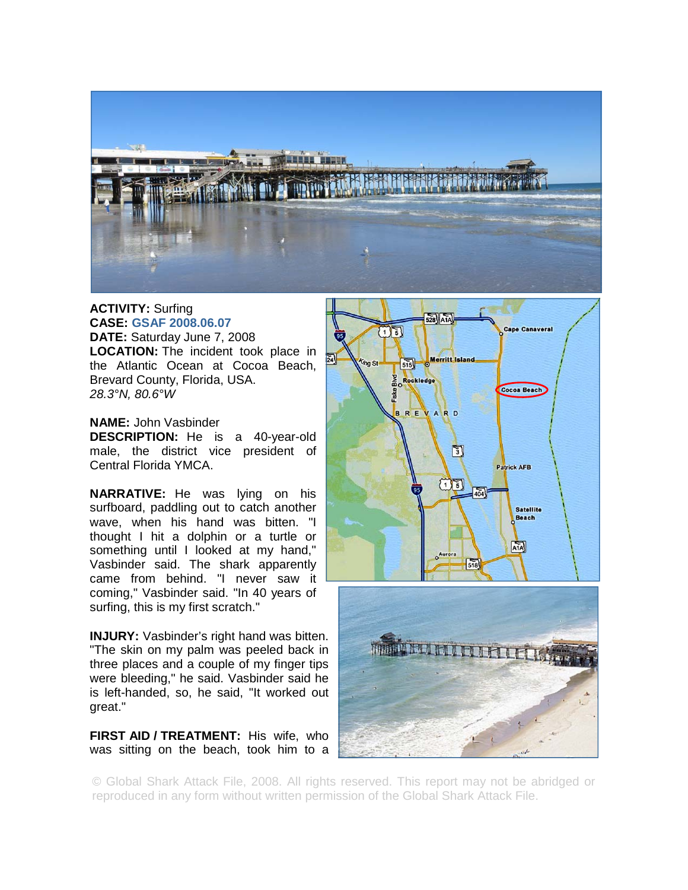**ACTIVITY:** Surfing
**CASE:** GSAF 2008.06.07
**DATE:** Saturday June 7, 2008
**LOCATION:** The incident took place in the Atlantic Ocean at Cocoa Beach, Brevard County, Florida, USA.
*28.3°N, 80.6°W*

**NAME:** John Vasbinder
**DESCRIPTION:** He is a 40-year-old male, the district vice president of Central Florida YMCA.

**NARRATIVE:** He was lying on his surfboard, paddling out to catch another wave, when his hand was bitten. "I thought I hit a dolphin or a turtle or something until I looked at my hand," Vasbinder said. The shark apparently came from behind. "I never saw it coming," Vasbinder said. "In 40 years of surfing, this is my first scratch."

**INJURY:** Vasbinder's right hand was bitten. "The skin on my palm was peeled back in three places and a couple of my finger tips were bleeding," he said. Vasbinder said he is left-handed, so, he said, "It worked out great."

**FIRST AID / TREATMENT:** His wife, who was sitting on the beach, took him to a

© Global Shark Attack File, 2008. All rights reserved. This report may not be abridged or reproduced in any form without written permission of the Global Shark Attack File.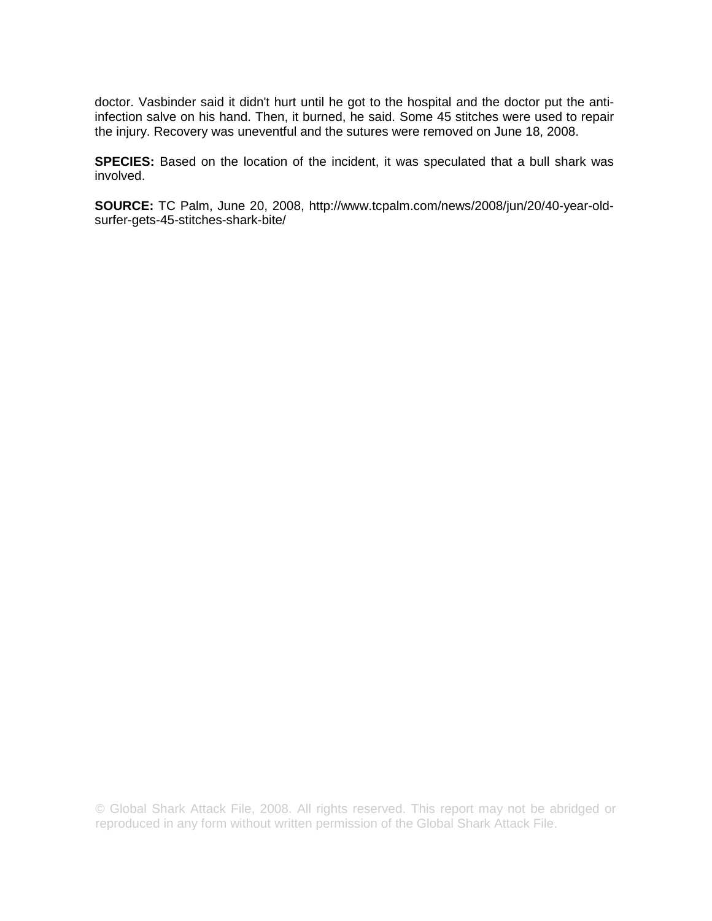doctor. Vasbinder said it didn't hurt until he got to the hospital and the doctor put the anti-infection salve on his hand. Then, it burned, he said. Some 45 stitches were used to repair the injury. Recovery was uneventful and the sutures were removed on June 18, 2008.

**SPECIES:** Based on the location of the incident, it was speculated that a bull shark was involved.

**SOURCE:** TC Palm, June 20, 2008, http://www.tcpalm.com/news/2008/jun/20/40-year-old-surfer-gets-45-stitches-shark-bite/

© Global Shark Attack File, 2008. All rights reserved. This report may not be abridged or reproduced in any form without written permission of the Global Shark Attack File.